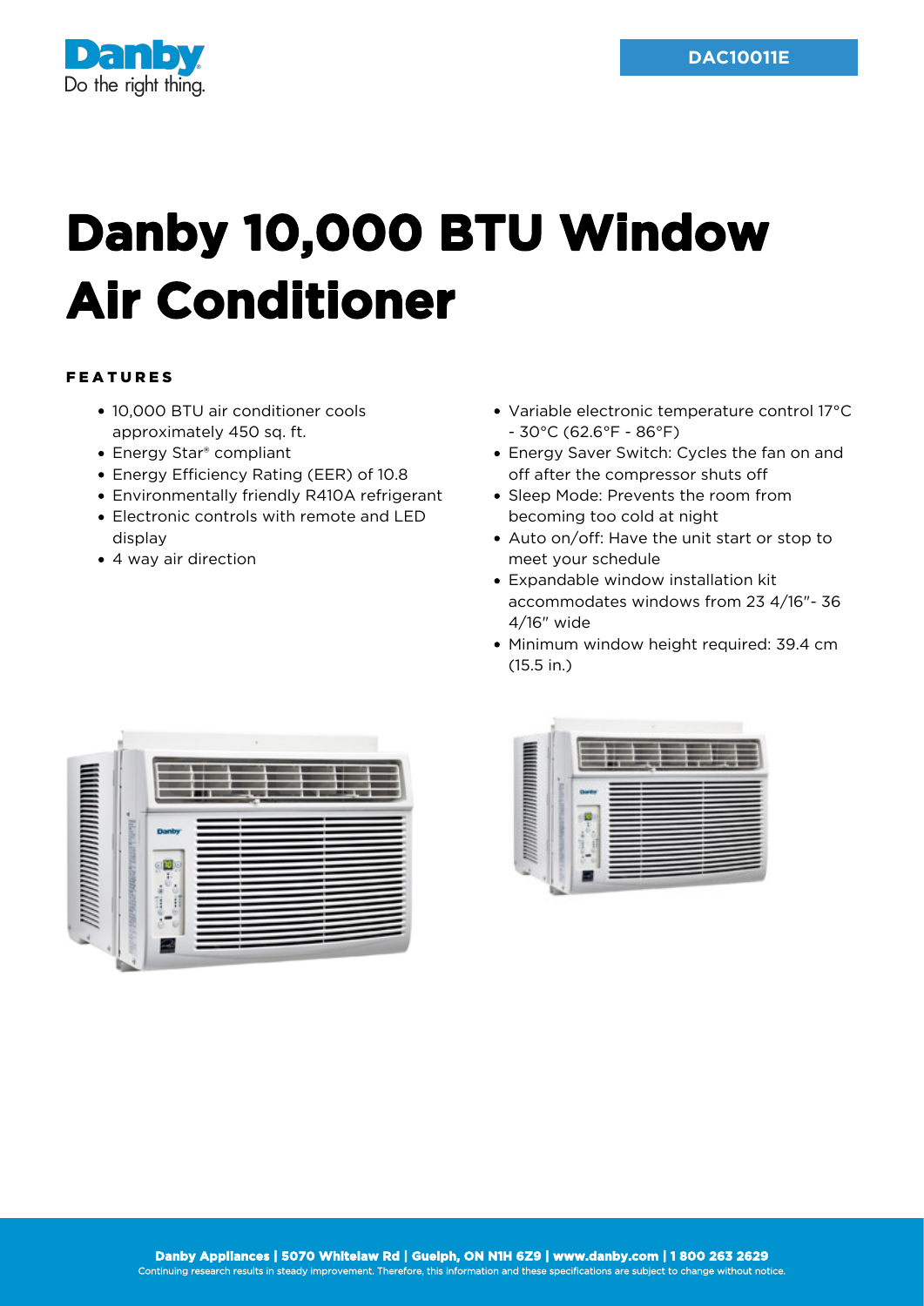DAC10011E

# Danby 10,000 BTU Window Air Conditioner

## FEATURES

- 10,000 BTU air conditioner cools approximately 450 sq. ft.
- Energy Star® compliant
- Energy Efficiency Rating (EER) of 10.8
- Environmentally friendly R410A refrigerant
- Electronic controls with remote and LED display
- 4 way air direction
- Variable electronic temperature control 17°C - 30°C (62.6°F - 86°F)
- Energy Saver Switch: Cycles the fan on and off after the compressor shuts off
- Sleep Mode: Prevents the room from becoming too cold at night
- Auto on/off: Have the unit start or stop to meet your schedule
- Expandable window installation kit accommodates windows from 23 4/16"- 36 4/16" wide
- Minimum window height required: 39.4 cm (15.5 in.)

**Danby Appliances | 5070 Whitelaw Rd | Guelph, ON N1H 6Z9 | www.danby.com | 1 800 263 2629**

Continuing research results in steady improvement. Therefore, this information and these specifications are subject to change without notice.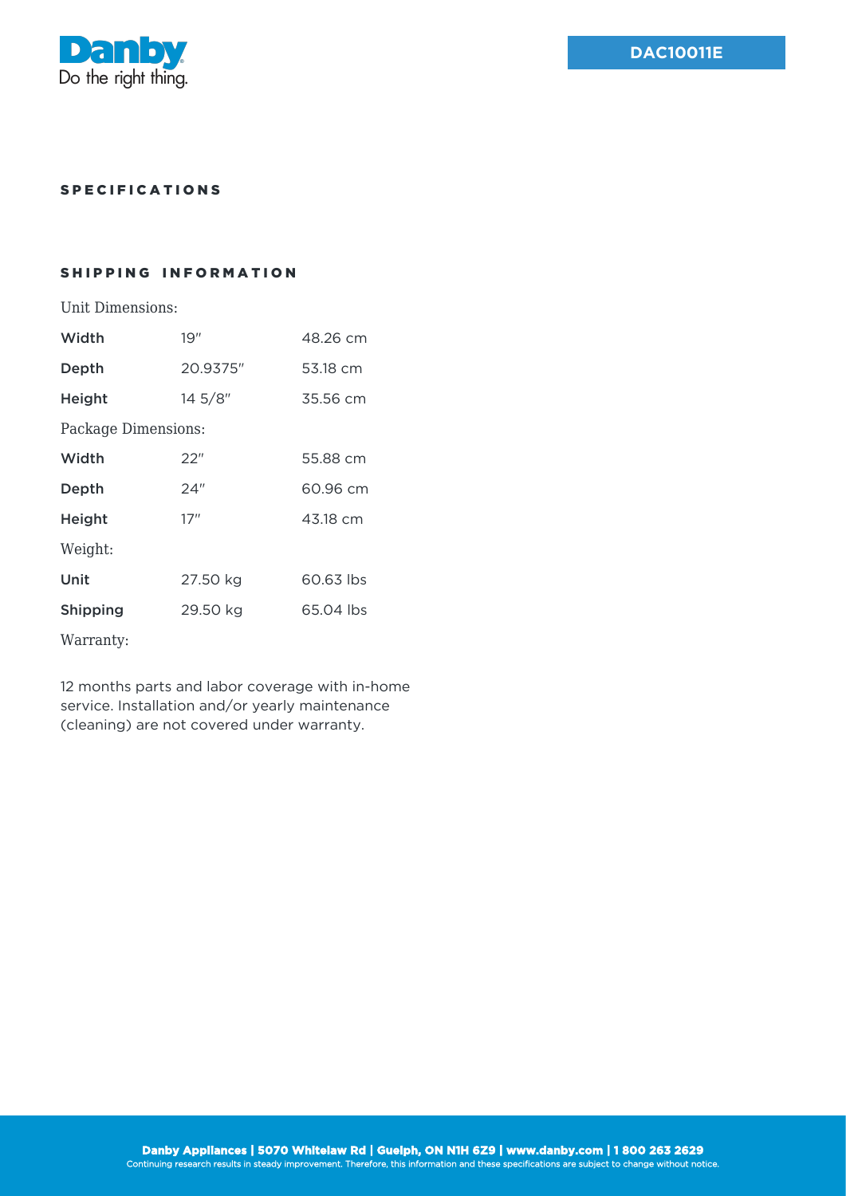# SPECIFICATIONS

## SHIPPING INFORMATION

Unit Dimensions:

| | | |
|---|---|---|
| **Width** | 19″ | 48.26 cm |
| **Depth** | 20.9375″ | 53.18 cm |
| **Height** | 14 5/8″ | 35.56 cm |

Package Dimensions:

| | | |
|---|---|---|
| **Width** | 22″ | 55.88 cm |
| **Depth** | 24″ | 60.96 cm |
| **Height** | 17″ | 43.18 cm |

Weight:

| | | |
|---|---|---|
| **Unit** | 27.50 kg | 60.63 lbs |
| **Shipping** | 29.50 kg | 65.04 lbs |

Warranty:

12 months parts and labor coverage with in-home service. Installation and/or yearly maintenance (cleaning) are not covered under warranty.